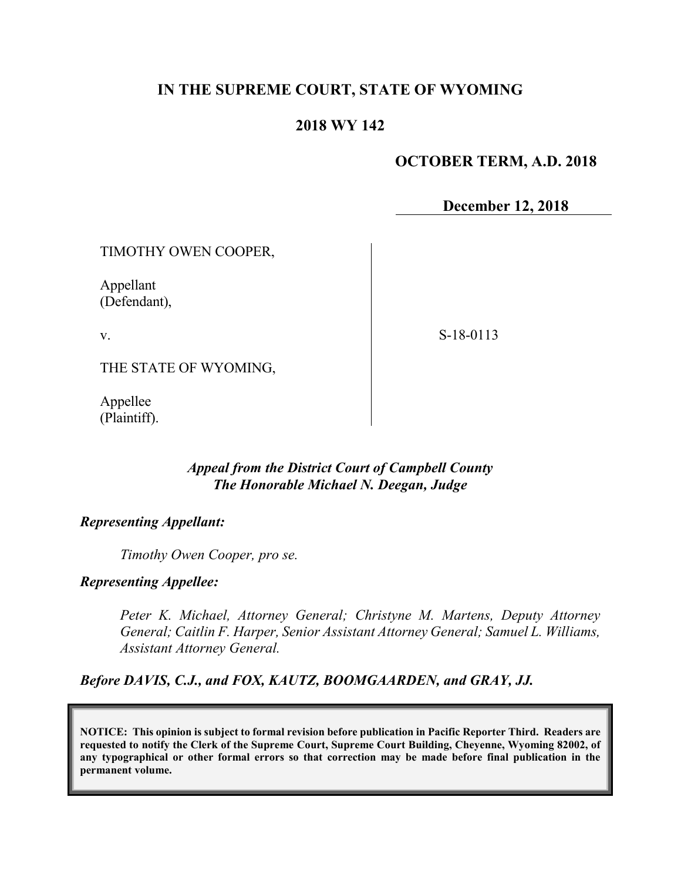# IN THE SUPREME COURT, STATE OF WYOMING

## 2018 WY 142

**OCTOBER TERM, A.D. 2018**

**December 12, 2018**

| | |
|---|---|
| TIMOTHY OWEN COOPER,<br><br>Appellant<br>(Defendant),<br><br>v.<br><br>THE STATE OF WYOMING,<br><br>Appellee<br>(Plaintiff). | S-18-0113 |

***Appeal from the District Court of Campbell County***
***The Honorable Michael N. Deegan, Judge***

***Representing Appellant:***

*Timothy Owen Cooper, pro se.*

***Representing Appellee:***

*Peter K. Michael, Attorney General; Christyne M. Martens, Deputy Attorney General; Caitlin F. Harper, Senior Assistant Attorney General; Samuel L. Williams, Assistant Attorney General.*

***Before DAVIS, C.J., and FOX, KAUTZ, BOOMGAARDEN, and GRAY, JJ.***

**NOTICE: This opinion is subject to formal revision before publication in Pacific Reporter Third. Readers are requested to notify the Clerk of the Supreme Court, Supreme Court Building, Cheyenne, Wyoming 82002, of any typographical or other formal errors so that correction may be made before final publication in the permanent volume.**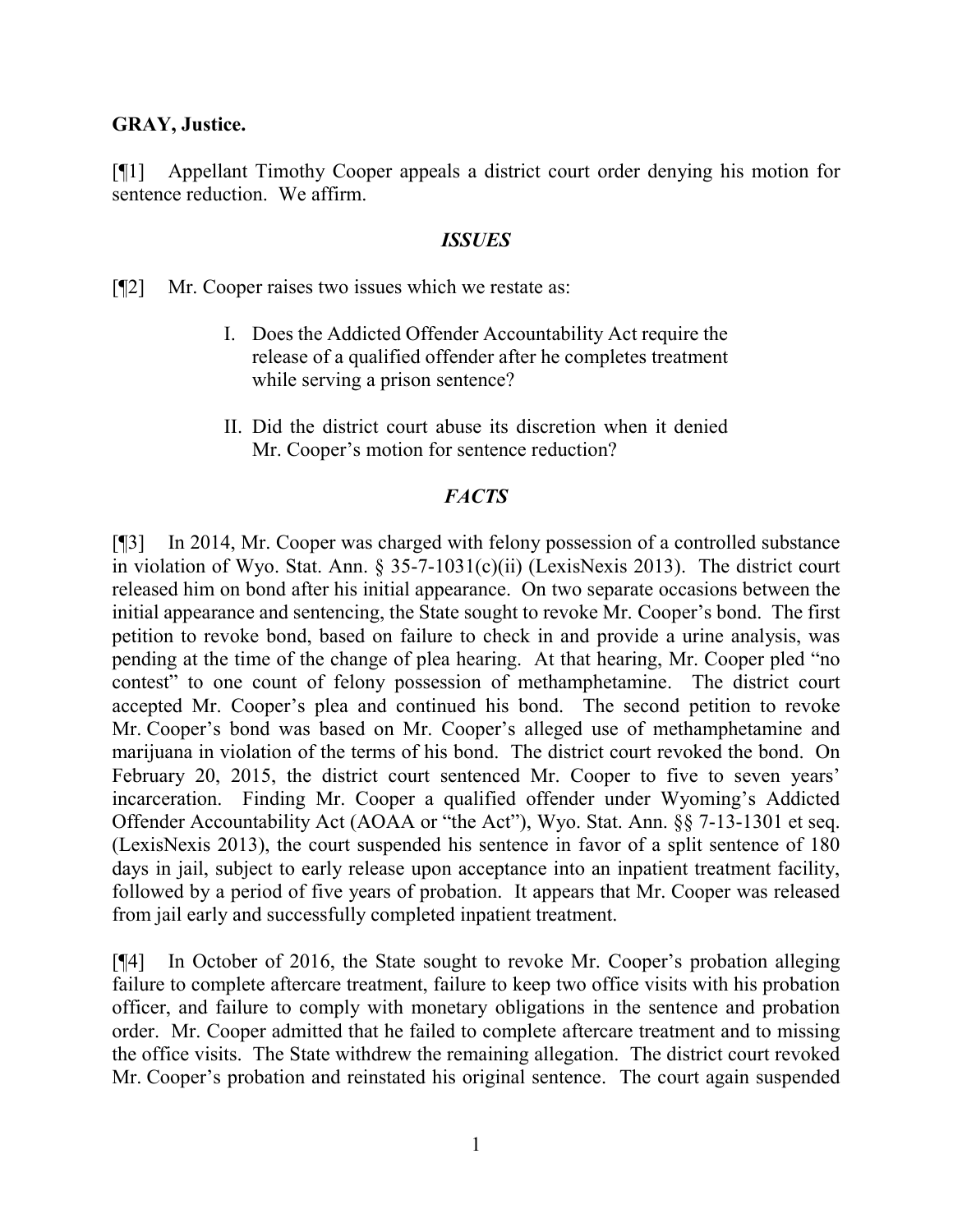**GRAY, Justice.**

[¶1] Appellant Timothy Cooper appeals a district court order denying his motion for sentence reduction. We affirm.

### *ISSUES*

[¶2] Mr. Cooper raises two issues which we restate as:

> I. Does the Addicted Offender Accountability Act require the release of a qualified offender after he completes treatment while serving a prison sentence?
>
> II. Did the district court abuse its discretion when it denied Mr. Cooper's motion for sentence reduction?

### *FACTS*

[¶3] In 2014, Mr. Cooper was charged with felony possession of a controlled substance in violation of Wyo. Stat. Ann. § 35-7-1031(c)(ii) (LexisNexis 2013). The district court released him on bond after his initial appearance. On two separate occasions between the initial appearance and sentencing, the State sought to revoke Mr. Cooper's bond. The first petition to revoke bond, based on failure to check in and provide a urine analysis, was pending at the time of the change of plea hearing. At that hearing, Mr. Cooper pled "no contest" to one count of felony possession of methamphetamine. The district court accepted Mr. Cooper's plea and continued his bond. The second petition to revoke Mr. Cooper's bond was based on Mr. Cooper's alleged use of methamphetamine and marijuana in violation of the terms of his bond. The district court revoked the bond. On February 20, 2015, the district court sentenced Mr. Cooper to five to seven years' incarceration. Finding Mr. Cooper a qualified offender under Wyoming's Addicted Offender Accountability Act (AOAA or "the Act"), Wyo. Stat. Ann. §§ 7-13-1301 et seq. (LexisNexis 2013), the court suspended his sentence in favor of a split sentence of 180 days in jail, subject to early release upon acceptance into an inpatient treatment facility, followed by a period of five years of probation. It appears that Mr. Cooper was released from jail early and successfully completed inpatient treatment.

[¶4] In October of 2016, the State sought to revoke Mr. Cooper's probation alleging failure to complete aftercare treatment, failure to keep two office visits with his probation officer, and failure to comply with monetary obligations in the sentence and probation order. Mr. Cooper admitted that he failed to complete aftercare treatment and to missing the office visits. The State withdrew the remaining allegation. The district court revoked Mr. Cooper's probation and reinstated his original sentence. The court again suspended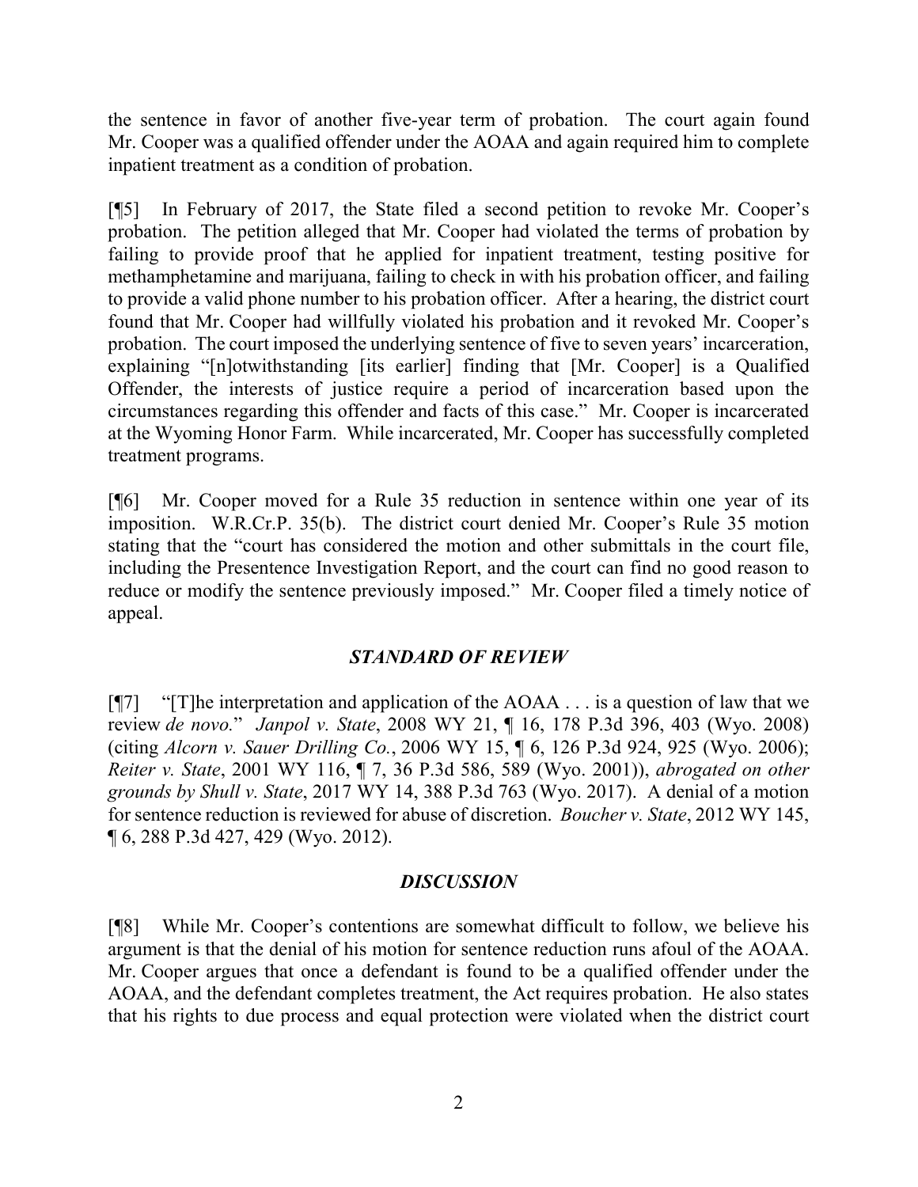the sentence in favor of another five-year term of probation. The court again found Mr. Cooper was a qualified offender under the AOAA and again required him to complete inpatient treatment as a condition of probation.

[¶5] In February of 2017, the State filed a second petition to revoke Mr. Cooper's probation. The petition alleged that Mr. Cooper had violated the terms of probation by failing to provide proof that he applied for inpatient treatment, testing positive for methamphetamine and marijuana, failing to check in with his probation officer, and failing to provide a valid phone number to his probation officer. After a hearing, the district court found that Mr. Cooper had willfully violated his probation and it revoked Mr. Cooper's probation. The court imposed the underlying sentence of five to seven years' incarceration, explaining "[n]otwithstanding [its earlier] finding that [Mr. Cooper] is a Qualified Offender, the interests of justice require a period of incarceration based upon the circumstances regarding this offender and facts of this case." Mr. Cooper is incarcerated at the Wyoming Honor Farm. While incarcerated, Mr. Cooper has successfully completed treatment programs.

[¶6] Mr. Cooper moved for a Rule 35 reduction in sentence within one year of its imposition. W.R.Cr.P. 35(b). The district court denied Mr. Cooper's Rule 35 motion stating that the "court has considered the motion and other submittals in the court file, including the Presentence Investigation Report, and the court can find no good reason to reduce or modify the sentence previously imposed." Mr. Cooper filed a timely notice of appeal.

### *STANDARD OF REVIEW*

[¶7] "[T]he interpretation and application of the AOAA . . . is a question of law that we review *de novo.*" *Janpol v. State*, 2008 WY 21, ¶ 16, 178 P.3d 396, 403 (Wyo. 2008) (citing *Alcorn v. Sauer Drilling Co.*, 2006 WY 15, ¶ 6, 126 P.3d 924, 925 (Wyo. 2006); *Reiter v. State*, 2001 WY 116, ¶ 7, 36 P.3d 586, 589 (Wyo. 2001)), *abrogated on other grounds by Shull v. State*, 2017 WY 14, 388 P.3d 763 (Wyo. 2017). A denial of a motion for sentence reduction is reviewed for abuse of discretion. *Boucher v. State*, 2012 WY 145, ¶ 6, 288 P.3d 427, 429 (Wyo. 2012).

### *DISCUSSION*

[¶8] While Mr. Cooper's contentions are somewhat difficult to follow, we believe his argument is that the denial of his motion for sentence reduction runs afoul of the AOAA. Mr. Cooper argues that once a defendant is found to be a qualified offender under the AOAA, and the defendant completes treatment, the Act requires probation. He also states that his rights to due process and equal protection were violated when the district court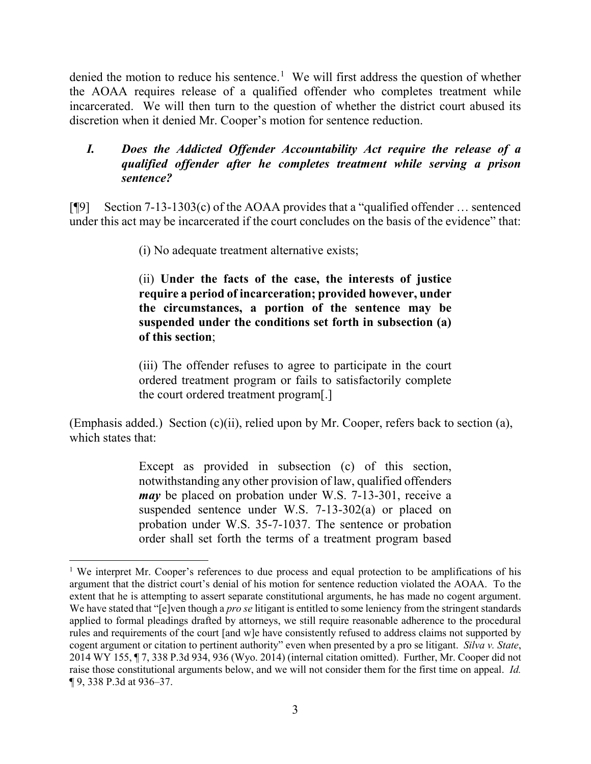denied the motion to reduce his sentence.[1] We will first address the question of whether the AOAA requires release of a qualified offender who completes treatment while incarcerated. We will then turn to the question of whether the district court abused its discretion when it denied Mr. Cooper's motion for sentence reduction.

### *I. Does the Addicted Offender Accountability Act require the release of a qualified offender after he completes treatment while serving a prison sentence?*

[¶9] Section 7-13-1303(c) of the AOAA provides that a "qualified offender … sentenced under this act may be incarcerated if the court concludes on the basis of the evidence" that:

> (i) No adequate treatment alternative exists;
>
> (ii) **Under the facts of the case, the interests of justice require a period of incarceration; provided however, under the circumstances, a portion of the sentence may be suspended under the conditions set forth in subsection (a) of this section**;
>
> (iii) The offender refuses to agree to participate in the court ordered treatment program or fails to satisfactorily complete the court ordered treatment program[.]

(Emphasis added.) Section (c)(ii), relied upon by Mr. Cooper, refers back to section (a), which states that:

> Except as provided in subsection (c) of this section, notwithstanding any other provision of law, qualified offenders ***may*** be placed on probation under W.S. 7-13-301, receive a suspended sentence under W.S. 7-13-302(a) or placed on probation under W.S. 35-7-1037. The sentence or probation order shall set forth the terms of a treatment program based

---

[1] We interpret Mr. Cooper's references to due process and equal protection to be amplifications of his argument that the district court's denial of his motion for sentence reduction violated the AOAA. To the extent that he is attempting to assert separate constitutional arguments, he has made no cogent argument. We have stated that "[e]ven though a *pro se* litigant is entitled to some leniency from the stringent standards applied to formal pleadings drafted by attorneys, we still require reasonable adherence to the procedural rules and requirements of the court [and w]e have consistently refused to address claims not supported by cogent argument or citation to pertinent authority" even when presented by a pro se litigant. *Silva v. State*, 2014 WY 155, ¶ 7, 338 P.3d 934, 936 (Wyo. 2014) (internal citation omitted). Further, Mr. Cooper did not raise those constitutional arguments below, and we will not consider them for the first time on appeal. *Id.* ¶ 9, 338 P.3d at 936–37.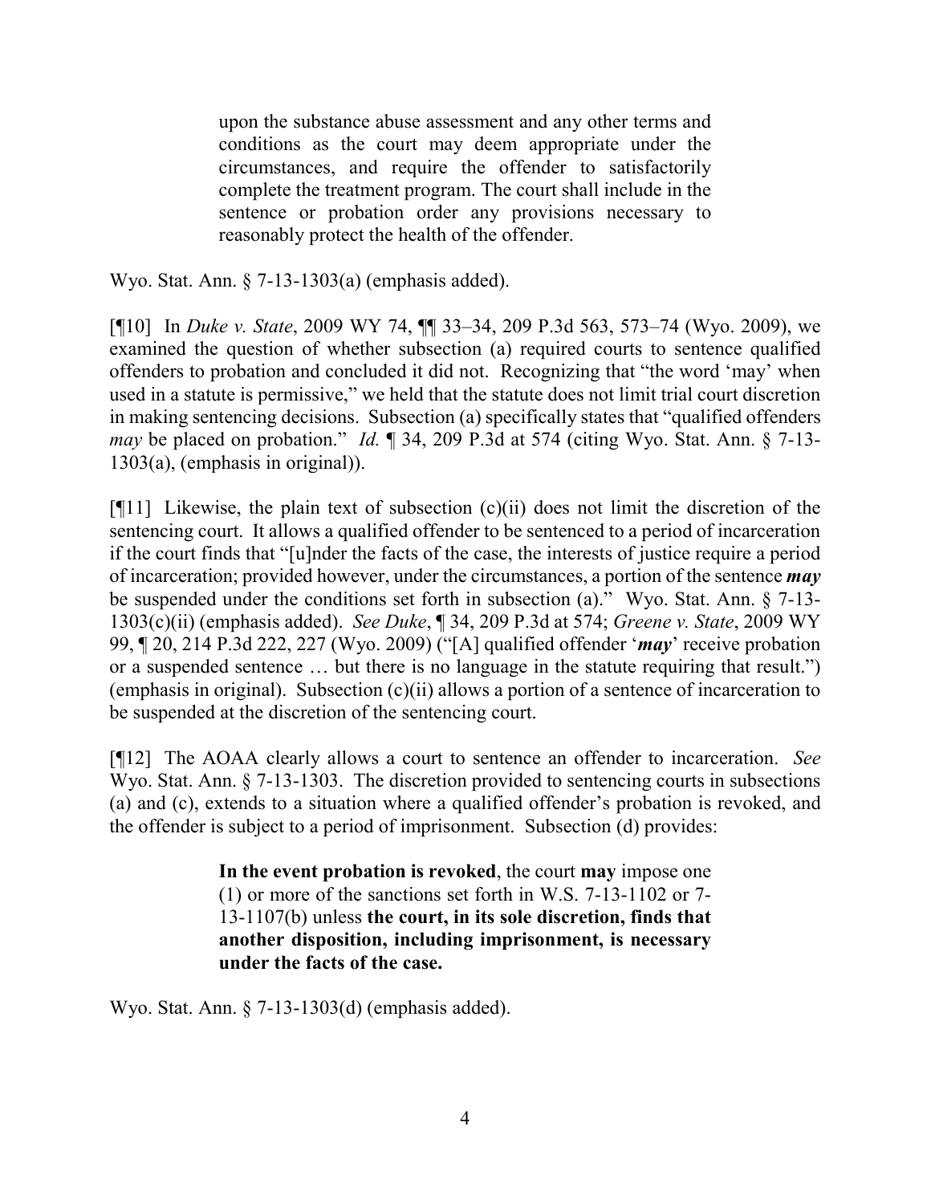> upon the substance abuse assessment and any other terms and conditions as the court may deem appropriate under the circumstances, and require the offender to satisfactorily complete the treatment program. The court shall include in the sentence or probation order any provisions necessary to reasonably protect the health of the offender.

Wyo. Stat. Ann. § 7-13-1303(a) (emphasis added).

[¶10] In *Duke v. State*, 2009 WY 74, ¶¶ 33–34, 209 P.3d 563, 573–74 (Wyo. 2009), we examined the question of whether subsection (a) required courts to sentence qualified offenders to probation and concluded it did not. Recognizing that "the word 'may' when used in a statute is permissive," we held that the statute does not limit trial court discretion in making sentencing decisions. Subsection (a) specifically states that "qualified offenders *may* be placed on probation." *Id.* ¶ 34, 209 P.3d at 574 (citing Wyo. Stat. Ann. § 7-13-1303(a), (emphasis in original)).

[¶11] Likewise, the plain text of subsection (c)(ii) does not limit the discretion of the sentencing court. It allows a qualified offender to be sentenced to a period of incarceration if the court finds that "[u]nder the facts of the case, the interests of justice require a period of incarceration; provided however, under the circumstances, a portion of the sentence ***may*** be suspended under the conditions set forth in subsection (a)." Wyo. Stat. Ann. § 7-13-1303(c)(ii) (emphasis added). *See Duke*, ¶ 34, 209 P.3d at 574; *Greene v. State*, 2009 WY 99, ¶ 20, 214 P.3d 222, 227 (Wyo. 2009) ("[A] qualified offender '***may***' receive probation or a suspended sentence … but there is no language in the statute requiring that result.") (emphasis in original). Subsection (c)(ii) allows a portion of a sentence of incarceration to be suspended at the discretion of the sentencing court.

[¶12] The AOAA clearly allows a court to sentence an offender to incarceration. *See* Wyo. Stat. Ann. § 7-13-1303. The discretion provided to sentencing courts in subsections (a) and (c), extends to a situation where a qualified offender's probation is revoked, and the offender is subject to a period of imprisonment. Subsection (d) provides:

> **In the event probation is revoked**, the court **may** impose one (1) or more of the sanctions set forth in W.S. 7-13-1102 or 7-13-1107(b) unless **the court, in its sole discretion, finds that another disposition, including imprisonment, is necessary under the facts of the case.**

Wyo. Stat. Ann. § 7-13-1303(d) (emphasis added).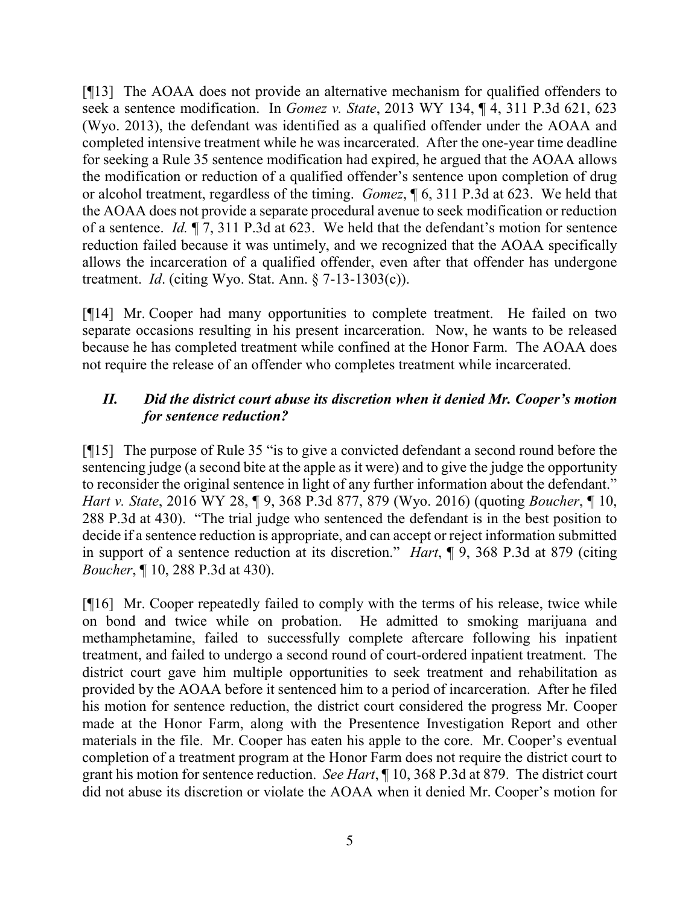[¶13] The AOAA does not provide an alternative mechanism for qualified offenders to seek a sentence modification. In *Gomez v. State*, 2013 WY 134, ¶ 4, 311 P.3d 621, 623 (Wyo. 2013), the defendant was identified as a qualified offender under the AOAA and completed intensive treatment while he was incarcerated. After the one-year time deadline for seeking a Rule 35 sentence modification had expired, he argued that the AOAA allows the modification or reduction of a qualified offender's sentence upon completion of drug or alcohol treatment, regardless of the timing. *Gomez*, ¶ 6, 311 P.3d at 623. We held that the AOAA does not provide a separate procedural avenue to seek modification or reduction of a sentence. *Id.* ¶ 7, 311 P.3d at 623. We held that the defendant's motion for sentence reduction failed because it was untimely, and we recognized that the AOAA specifically allows the incarceration of a qualified offender, even after that offender has undergone treatment. *Id*. (citing Wyo. Stat. Ann. § 7-13-1303(c)).

[¶14] Mr. Cooper had many opportunities to complete treatment. He failed on two separate occasions resulting in his present incarceration. Now, he wants to be released because he has completed treatment while confined at the Honor Farm. The AOAA does not require the release of an offender who completes treatment while incarcerated.

### *II. Did the district court abuse its discretion when it denied Mr. Cooper's motion for sentence reduction?*

[¶15] The purpose of Rule 35 "is to give a convicted defendant a second round before the sentencing judge (a second bite at the apple as it were) and to give the judge the opportunity to reconsider the original sentence in light of any further information about the defendant." *Hart v. State*, 2016 WY 28, ¶ 9, 368 P.3d 877, 879 (Wyo. 2016) (quoting *Boucher*, ¶ 10, 288 P.3d at 430). "The trial judge who sentenced the defendant is in the best position to decide if a sentence reduction is appropriate, and can accept or reject information submitted in support of a sentence reduction at its discretion." *Hart*, ¶ 9, 368 P.3d at 879 (citing *Boucher*, ¶ 10, 288 P.3d at 430).

[¶16] Mr. Cooper repeatedly failed to comply with the terms of his release, twice while on bond and twice while on probation. He admitted to smoking marijuana and methamphetamine, failed to successfully complete aftercare following his inpatient treatment, and failed to undergo a second round of court-ordered inpatient treatment. The district court gave him multiple opportunities to seek treatment and rehabilitation as provided by the AOAA before it sentenced him to a period of incarceration. After he filed his motion for sentence reduction, the district court considered the progress Mr. Cooper made at the Honor Farm, along with the Presentence Investigation Report and other materials in the file. Mr. Cooper has eaten his apple to the core. Mr. Cooper's eventual completion of a treatment program at the Honor Farm does not require the district court to grant his motion for sentence reduction. *See Hart*, ¶ 10, 368 P.3d at 879. The district court did not abuse its discretion or violate the AOAA when it denied Mr. Cooper's motion for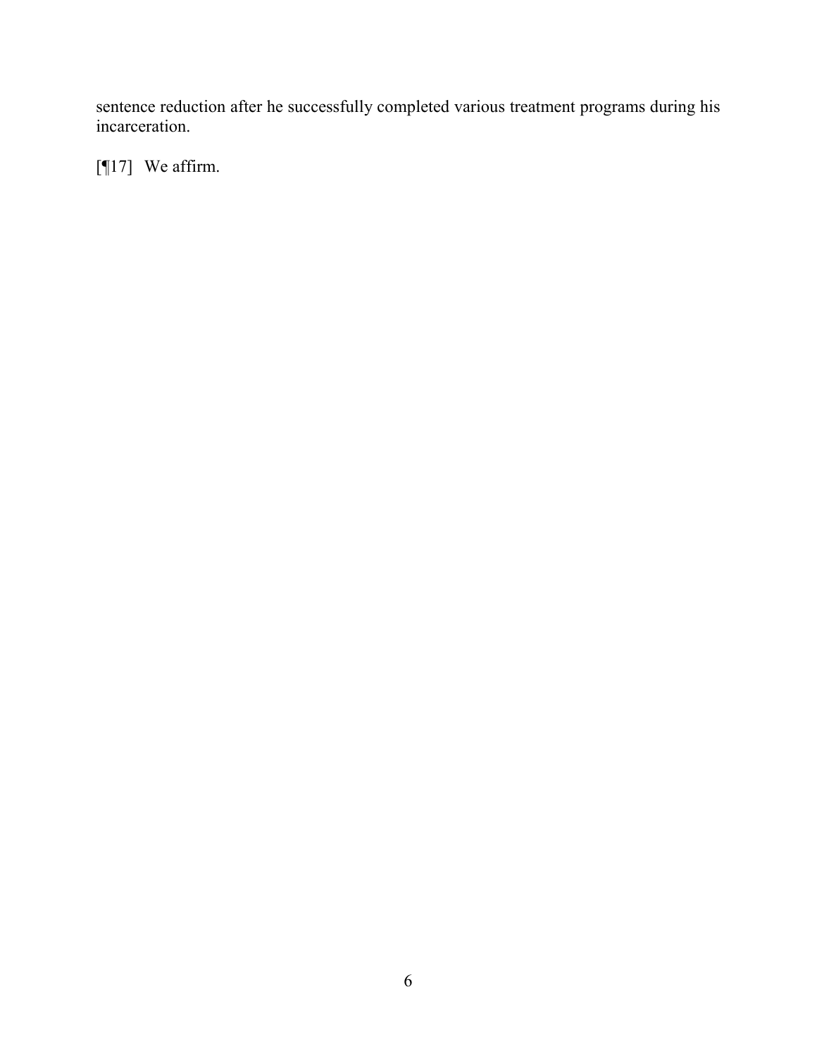sentence reduction after he successfully completed various treatment programs during his incarceration.

[¶17] We affirm.